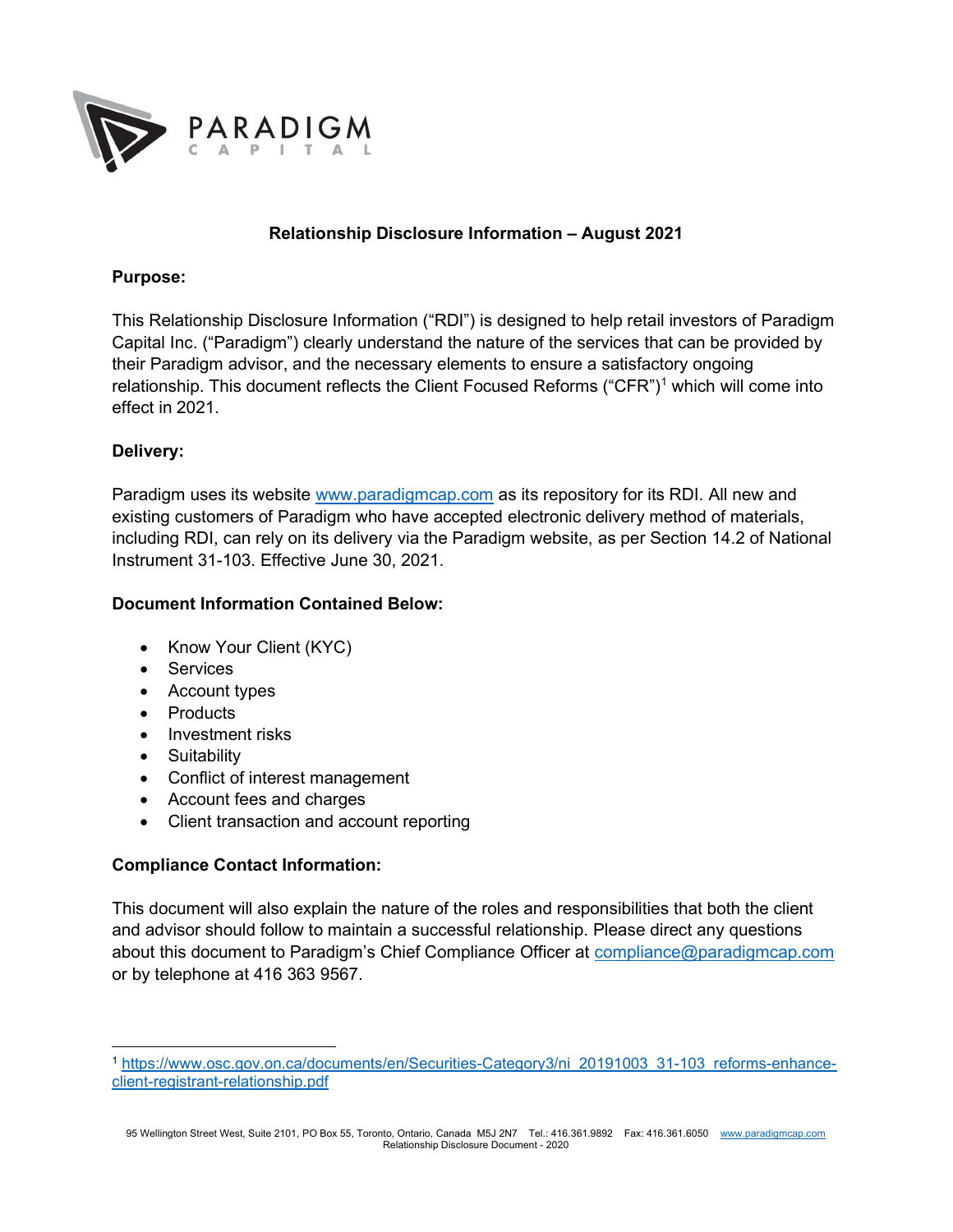PARADIGM
CAPITAL

# Relationship Disclosure Information – August 2021

**Purpose:**

This Relationship Disclosure Information ("RDI") is designed to help retail investors of Paradigm Capital Inc. ("Paradigm") clearly understand the nature of the services that can be provided by their Paradigm advisor, and the necessary elements to ensure a satisfactory ongoing relationship. This document reflects the Client Focused Reforms ("CFR")[1] which will come into effect in 2021.

**Delivery:**

Paradigm uses its website [www.paradigmcap.com](http://www.paradigmcap.com) as its repository for its RDI. All new and existing customers of Paradigm who have accepted electronic delivery method of materials, including RDI, can rely on its delivery via the Paradigm website, as per Section 14.2 of National Instrument 31-103. Effective June 30, 2021.

**Document Information Contained Below:**

- Know Your Client (KYC)
- Services
- Account types
- Products
- Investment risks
- Suitability
- Conflict of interest management
- Account fees and charges
- Client transaction and account reporting

**Compliance Contact Information:**

This document will also explain the nature of the roles and responsibilities that both the client and advisor should follow to maintain a successful relationship. Please direct any questions about this document to Paradigm's Chief Compliance Officer at [compliance@paradigmcap.com](mailto:compliance@paradigmcap.com) or by telephone at 416 363 9567.

[1] https://www.osc.gov.on.ca/documents/en/Securities-Category3/ni_20191003_31-103_reforms-enhance-client-registrant-relationship.pdf

95 Wellington Street West, Suite 2101, PO Box 55, Toronto, Ontario, Canada M5J 2N7 Tel.: 416.361.9892 Fax: 416.361.6050 www.paradigmcap.com
Relationship Disclosure Document - 2020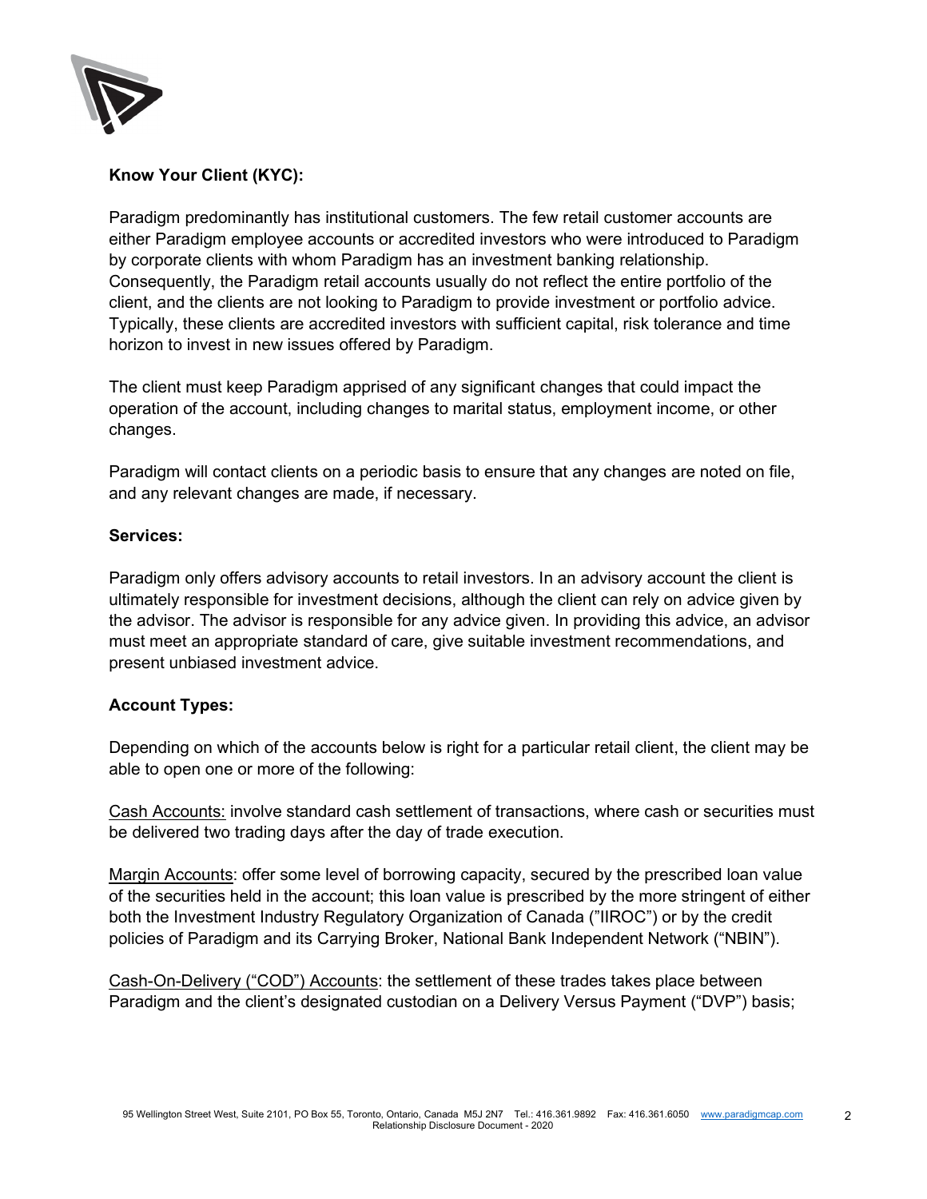**Know Your Client (KYC):**

Paradigm predominantly has institutional customers. The few retail customer accounts are either Paradigm employee accounts or accredited investors who were introduced to Paradigm by corporate clients with whom Paradigm has an investment banking relationship. Consequently, the Paradigm retail accounts usually do not reflect the entire portfolio of the client, and the clients are not looking to Paradigm to provide investment or portfolio advice. Typically, these clients are accredited investors with sufficient capital, risk tolerance and time horizon to invest in new issues offered by Paradigm.

The client must keep Paradigm apprised of any significant changes that could impact the operation of the account, including changes to marital status, employment income, or other changes.

Paradigm will contact clients on a periodic basis to ensure that any changes are noted on file, and any relevant changes are made, if necessary.

**Services:**

Paradigm only offers advisory accounts to retail investors. In an advisory account the client is ultimately responsible for investment decisions, although the client can rely on advice given by the advisor. The advisor is responsible for any advice given. In providing this advice, an advisor must meet an appropriate standard of care, give suitable investment recommendations, and present unbiased investment advice.

**Account Types:**

Depending on which of the accounts below is right for a particular retail client, the client may be able to open one or more of the following:

Cash Accounts: involve standard cash settlement of transactions, where cash or securities must be delivered two trading days after the day of trade execution.

Margin Accounts: offer some level of borrowing capacity, secured by the prescribed loan value of the securities held in the account; this loan value is prescribed by the more stringent of either both the Investment Industry Regulatory Organization of Canada ("IIROC") or by the credit policies of Paradigm and its Carrying Broker, National Bank Independent Network ("NBIN").

Cash-On-Delivery ("COD") Accounts: the settlement of these trades takes place between Paradigm and the client's designated custodian on a Delivery Versus Payment ("DVP") basis;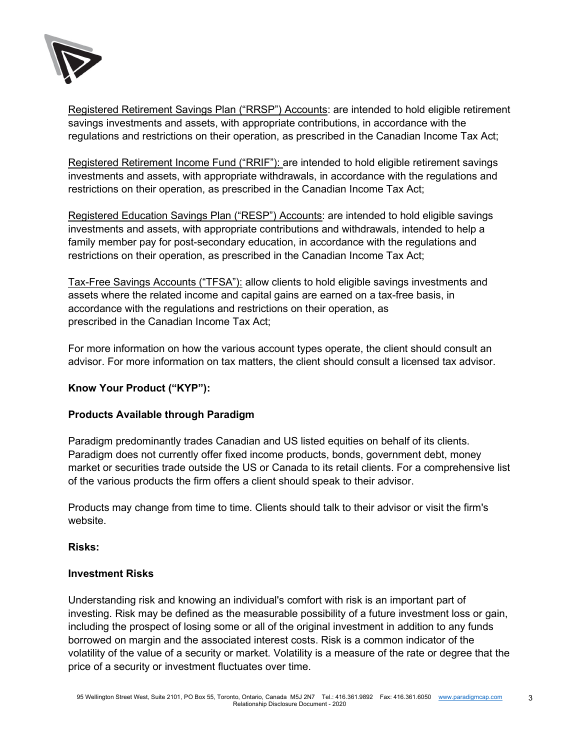Registered Retirement Savings Plan ("RRSP") Accounts: are intended to hold eligible retirement savings investments and assets, with appropriate contributions, in accordance with the regulations and restrictions on their operation, as prescribed in the Canadian Income Tax Act;

Registered Retirement Income Fund ("RRIF"): are intended to hold eligible retirement savings investments and assets, with appropriate withdrawals, in accordance with the regulations and restrictions on their operation, as prescribed in the Canadian Income Tax Act;

Registered Education Savings Plan ("RESP") Accounts: are intended to hold eligible savings investments and assets, with appropriate contributions and withdrawals, intended to help a family member pay for post-secondary education, in accordance with the regulations and restrictions on their operation, as prescribed in the Canadian Income Tax Act;

Tax-Free Savings Accounts ("TFSA"): allow clients to hold eligible savings investments and assets where the related income and capital gains are earned on a tax-free basis, in accordance with the regulations and restrictions on their operation, as prescribed in the Canadian Income Tax Act;

For more information on how the various account types operate, the client should consult an advisor. For more information on tax matters, the client should consult a licensed tax advisor.

**Know Your Product ("KYP"):**

**Products Available through Paradigm**

Paradigm predominantly trades Canadian and US listed equities on behalf of its clients. Paradigm does not currently offer fixed income products, bonds, government debt, money market or securities trade outside the US or Canada to its retail clients. For a comprehensive list of the various products the firm offers a client should speak to their advisor.

Products may change from time to time. Clients should talk to their advisor or visit the firm's website.

**Risks:**

**Investment Risks**

Understanding risk and knowing an individual's comfort with risk is an important part of investing. Risk may be defined as the measurable possibility of a future investment loss or gain, including the prospect of losing some or all of the original investment in addition to any funds borrowed on margin and the associated interest costs. Risk is a common indicator of the volatility of the value of a security or market. Volatility is a measure of the rate or degree that the price of a security or investment fluctuates over time.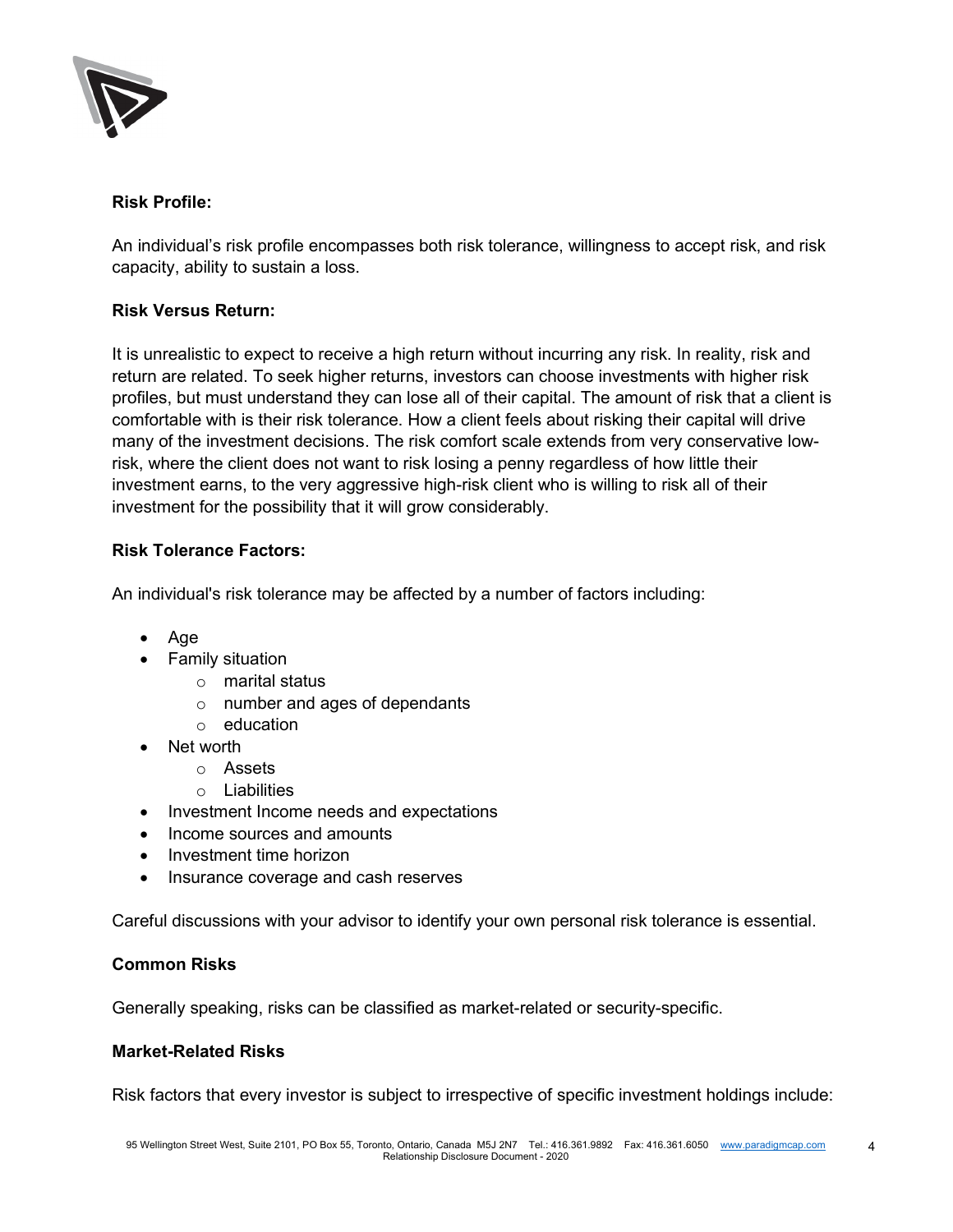**Risk Profile:**

An individual's risk profile encompasses both risk tolerance, willingness to accept risk, and risk capacity, ability to sustain a loss.

**Risk Versus Return:**

It is unrealistic to expect to receive a high return without incurring any risk. In reality, risk and return are related. To seek higher returns, investors can choose investments with higher risk profiles, but must understand they can lose all of their capital. The amount of risk that a client is comfortable with is their risk tolerance. How a client feels about risking their capital will drive many of the investment decisions. The risk comfort scale extends from very conservative low-risk, where the client does not want to risk losing a penny regardless of how little their investment earns, to the very aggressive high-risk client who is willing to risk all of their investment for the possibility that it will grow considerably.

**Risk Tolerance Factors:**

An individual's risk tolerance may be affected by a number of factors including:

- Age
- Family situation
  - marital status
  - number and ages of dependants
  - education
- Net worth
  - Assets
  - Liabilities
- Investment Income needs and expectations
- Income sources and amounts
- Investment time horizon
- Insurance coverage and cash reserves

Careful discussions with your advisor to identify your own personal risk tolerance is essential.

**Common Risks**

Generally speaking, risks can be classified as market-related or security-specific.

**Market-Related Risks**

Risk factors that every investor is subject to irrespective of specific investment holdings include: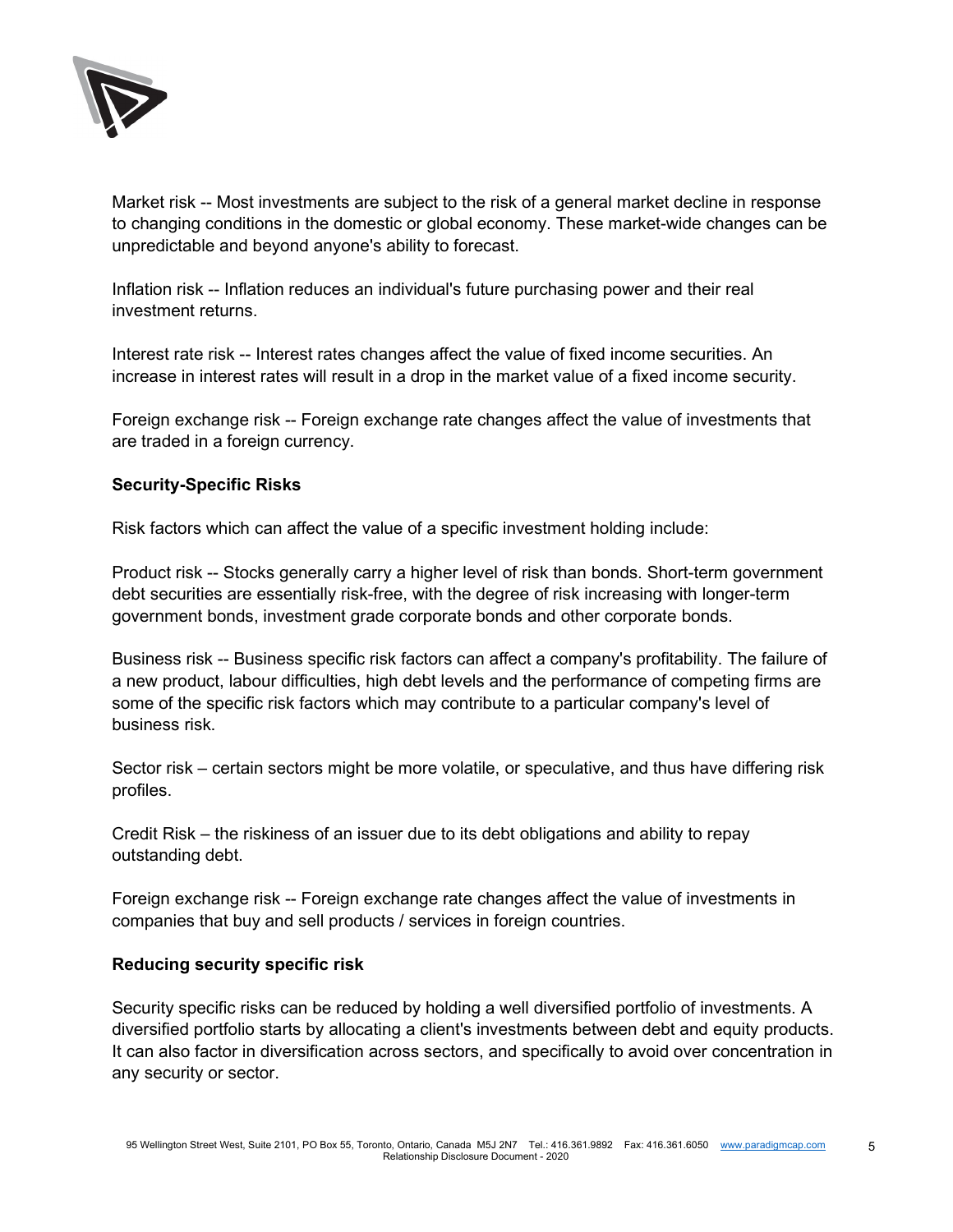Market risk -- Most investments are subject to the risk of a general market decline in response to changing conditions in the domestic or global economy. These market-wide changes can be unpredictable and beyond anyone's ability to forecast.

Inflation risk -- Inflation reduces an individual's future purchasing power and their real investment returns.

Interest rate risk -- Interest rates changes affect the value of fixed income securities. An increase in interest rates will result in a drop in the market value of a fixed income security.

Foreign exchange risk -- Foreign exchange rate changes affect the value of investments that are traded in a foreign currency.

**Security-Specific Risks**

Risk factors which can affect the value of a specific investment holding include:

Product risk -- Stocks generally carry a higher level of risk than bonds. Short-term government debt securities are essentially risk-free, with the degree of risk increasing with longer-term government bonds, investment grade corporate bonds and other corporate bonds.

Business risk -- Business specific risk factors can affect a company's profitability. The failure of a new product, labour difficulties, high debt levels and the performance of competing firms are some of the specific risk factors which may contribute to a particular company's level of business risk.

Sector risk – certain sectors might be more volatile, or speculative, and thus have differing risk profiles.

Credit Risk – the riskiness of an issuer due to its debt obligations and ability to repay outstanding debt.

Foreign exchange risk -- Foreign exchange rate changes affect the value of investments in companies that buy and sell products / services in foreign countries.

**Reducing security specific risk**

Security specific risks can be reduced by holding a well diversified portfolio of investments. A diversified portfolio starts by allocating a client's investments between debt and equity products. It can also factor in diversification across sectors, and specifically to avoid over concentration in any security or sector.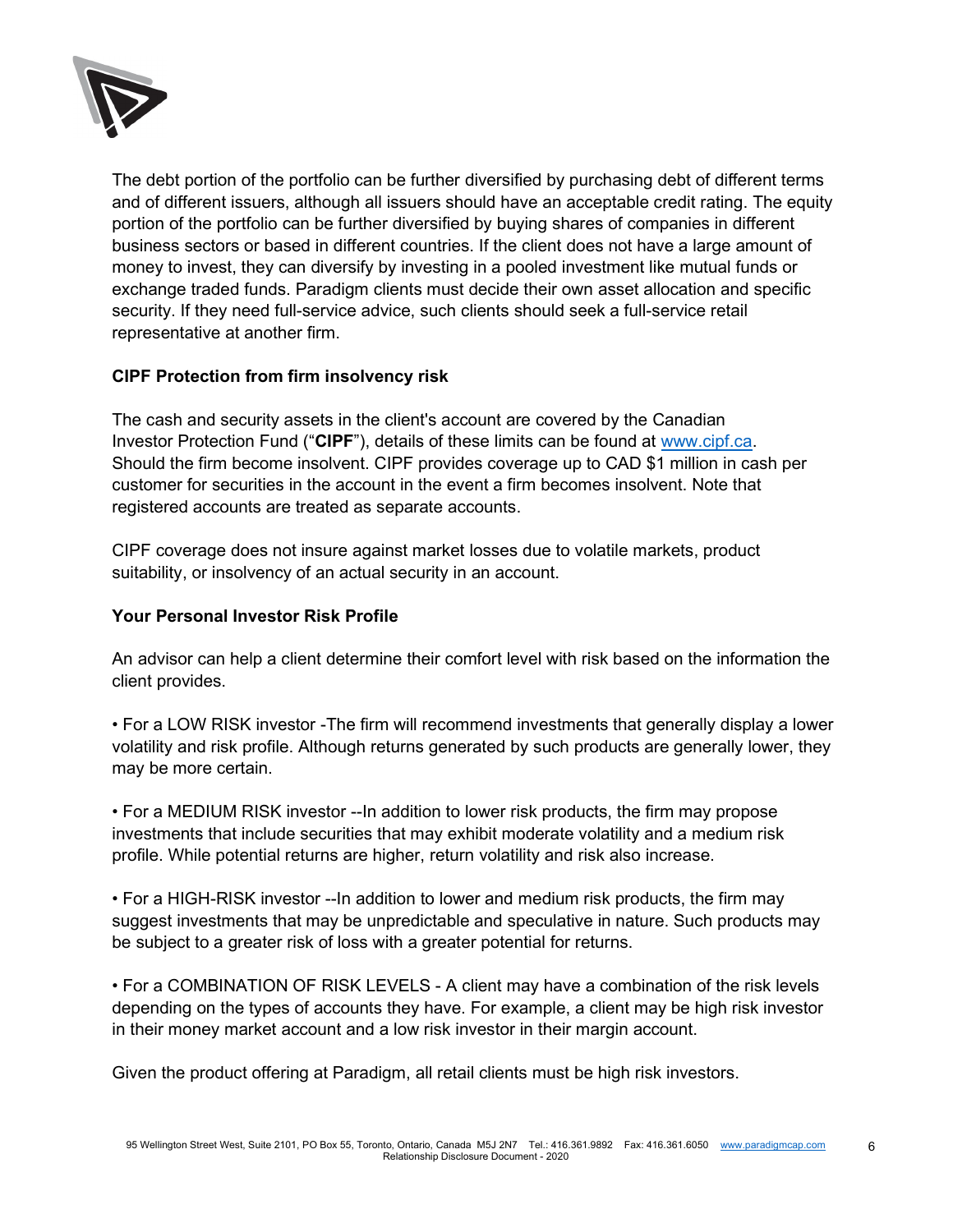The debt portion of the portfolio can be further diversified by purchasing debt of different terms and of different issuers, although all issuers should have an acceptable credit rating. The equity portion of the portfolio can be further diversified by buying shares of companies in different business sectors or based in different countries. If the client does not have a large amount of money to invest, they can diversify by investing in a pooled investment like mutual funds or exchange traded funds. Paradigm clients must decide their own asset allocation and specific security. If they need full-service advice, such clients should seek a full-service retail representative at another firm.

**CIPF Protection from firm insolvency risk**

The cash and security assets in the client's account are covered by the Canadian Investor Protection Fund ("**CIPF**"), details of these limits can be found at www.cipf.ca. Should the firm become insolvent. CIPF provides coverage up to CAD $1 million in cash per customer for securities in the account in the event a firm becomes insolvent. Note that registered accounts are treated as separate accounts.

CIPF coverage does not insure against market losses due to volatile markets, product suitability, or insolvency of an actual security in an account.

**Your Personal Investor Risk Profile**

An advisor can help a client determine their comfort level with risk based on the information the client provides.

• For a LOW RISK investor -The firm will recommend investments that generally display a lower volatility and risk profile. Although returns generated by such products are generally lower, they may be more certain.

• For a MEDIUM RISK investor --In addition to lower risk products, the firm may propose investments that include securities that may exhibit moderate volatility and a medium risk profile. While potential returns are higher, return volatility and risk also increase.

• For a HIGH-RISK investor --In addition to lower and medium risk products, the firm may suggest investments that may be unpredictable and speculative in nature. Such products may be subject to a greater risk of loss with a greater potential for returns.

• For a COMBINATION OF RISK LEVELS - A client may have a combination of the risk levels depending on the types of accounts they have. For example, a client may be high risk investor in their money market account and a low risk investor in their margin account.

Given the product offering at Paradigm, all retail clients must be high risk investors.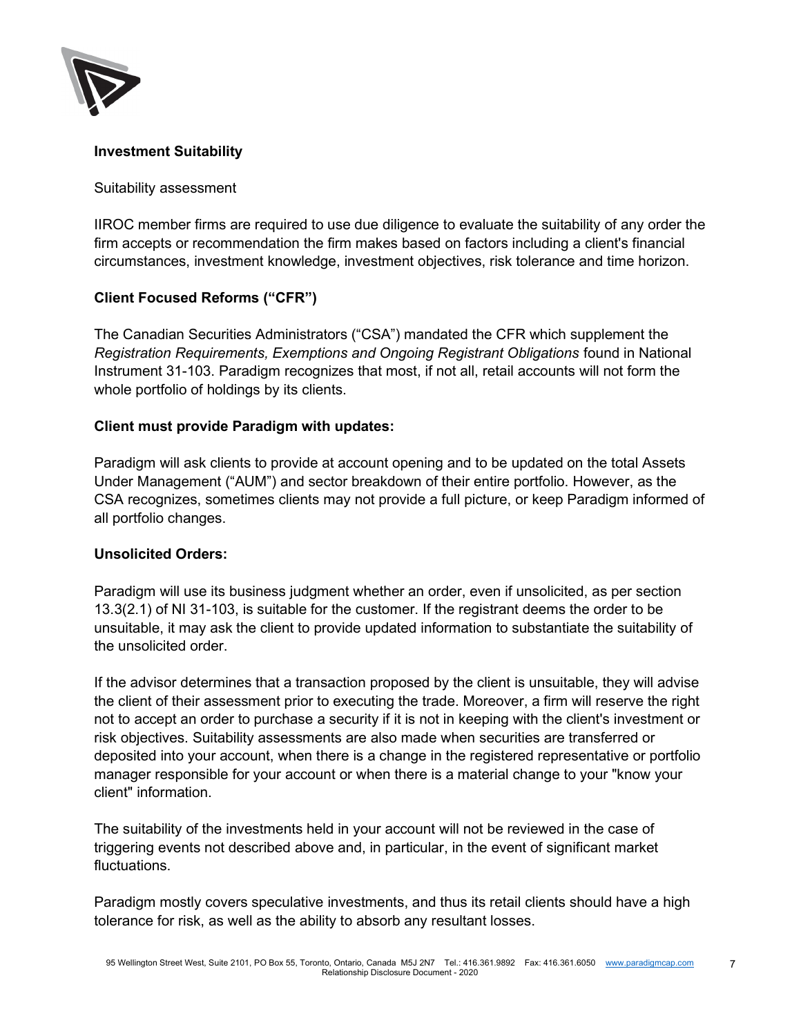**Investment Suitability**

Suitability assessment

IIROC member firms are required to use due diligence to evaluate the suitability of any order the firm accepts or recommendation the firm makes based on factors including a client's financial circumstances, investment knowledge, investment objectives, risk tolerance and time horizon.

**Client Focused Reforms ("CFR")**

The Canadian Securities Administrators ("CSA") mandated the CFR which supplement the *Registration Requirements, Exemptions and Ongoing Registrant Obligations* found in National Instrument 31-103. Paradigm recognizes that most, if not all, retail accounts will not form the whole portfolio of holdings by its clients.

**Client must provide Paradigm with updates:**

Paradigm will ask clients to provide at account opening and to be updated on the total Assets Under Management ("AUM") and sector breakdown of their entire portfolio. However, as the CSA recognizes, sometimes clients may not provide a full picture, or keep Paradigm informed of all portfolio changes.

**Unsolicited Orders:**

Paradigm will use its business judgment whether an order, even if unsolicited, as per section 13.3(2.1) of NI 31-103, is suitable for the customer. If the registrant deems the order to be unsuitable, it may ask the client to provide updated information to substantiate the suitability of the unsolicited order.

If the advisor determines that a transaction proposed by the client is unsuitable, they will advise the client of their assessment prior to executing the trade. Moreover, a firm will reserve the right not to accept an order to purchase a security if it is not in keeping with the client's investment or risk objectives. Suitability assessments are also made when securities are transferred or deposited into your account, when there is a change in the registered representative or portfolio manager responsible for your account or when there is a material change to your "know your client" information.

The suitability of the investments held in your account will not be reviewed in the case of triggering events not described above and, in particular, in the event of significant market fluctuations.

Paradigm mostly covers speculative investments, and thus its retail clients should have a high tolerance for risk, as well as the ability to absorb any resultant losses.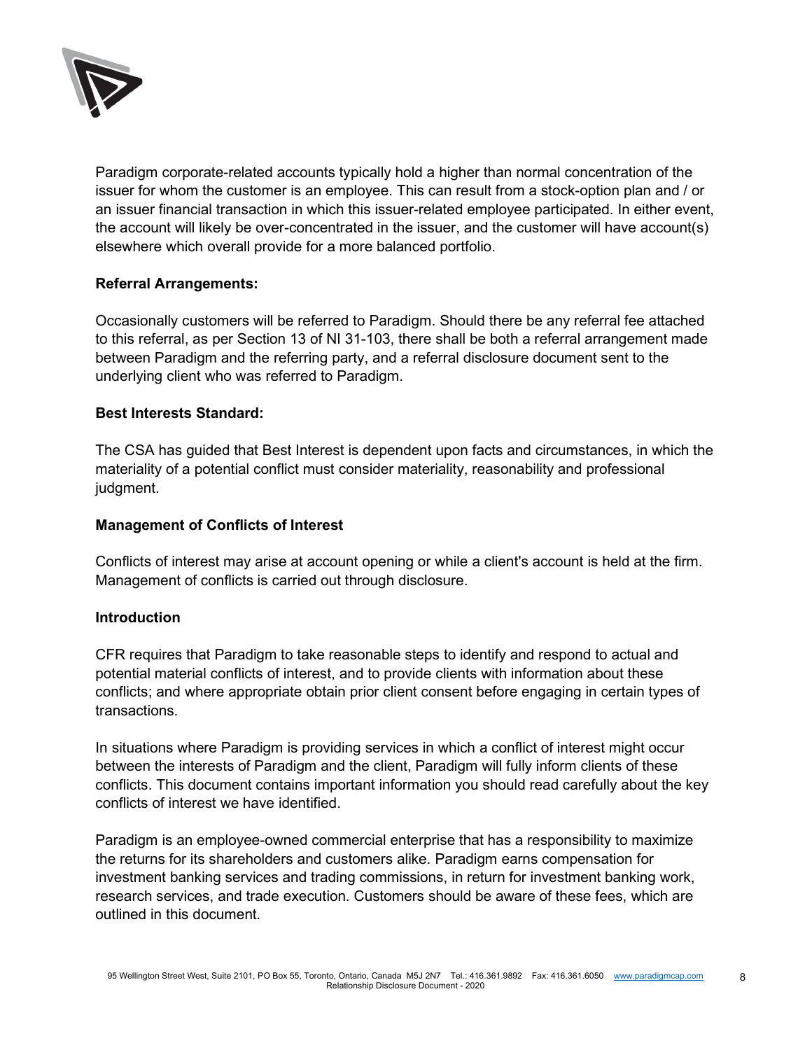Paradigm corporate-related accounts typically hold a higher than normal concentration of the issuer for whom the customer is an employee. This can result from a stock-option plan and / or an issuer financial transaction in which this issuer-related employee participated. In either event, the account will likely be over-concentrated in the issuer, and the customer will have account(s) elsewhere which overall provide for a more balanced portfolio.

**Referral Arrangements:**

Occasionally customers will be referred to Paradigm. Should there be any referral fee attached to this referral, as per Section 13 of NI 31-103, there shall be both a referral arrangement made between Paradigm and the referring party, and a referral disclosure document sent to the underlying client who was referred to Paradigm.

**Best Interests Standard:**

The CSA has guided that Best Interest is dependent upon facts and circumstances, in which the materiality of a potential conflict must consider materiality, reasonability and professional judgment.

**Management of Conflicts of Interest**

Conflicts of interest may arise at account opening or while a client's account is held at the firm. Management of conflicts is carried out through disclosure.

**Introduction**

CFR requires that Paradigm to take reasonable steps to identify and respond to actual and potential material conflicts of interest, and to provide clients with information about these conflicts; and where appropriate obtain prior client consent before engaging in certain types of transactions.

In situations where Paradigm is providing services in which a conflict of interest might occur between the interests of Paradigm and the client, Paradigm will fully inform clients of these conflicts. This document contains important information you should read carefully about the key conflicts of interest we have identified.

Paradigm is an employee-owned commercial enterprise that has a responsibility to maximize the returns for its shareholders and customers alike. Paradigm earns compensation for investment banking services and trading commissions, in return for investment banking work, research services, and trade execution. Customers should be aware of these fees, which are outlined in this document.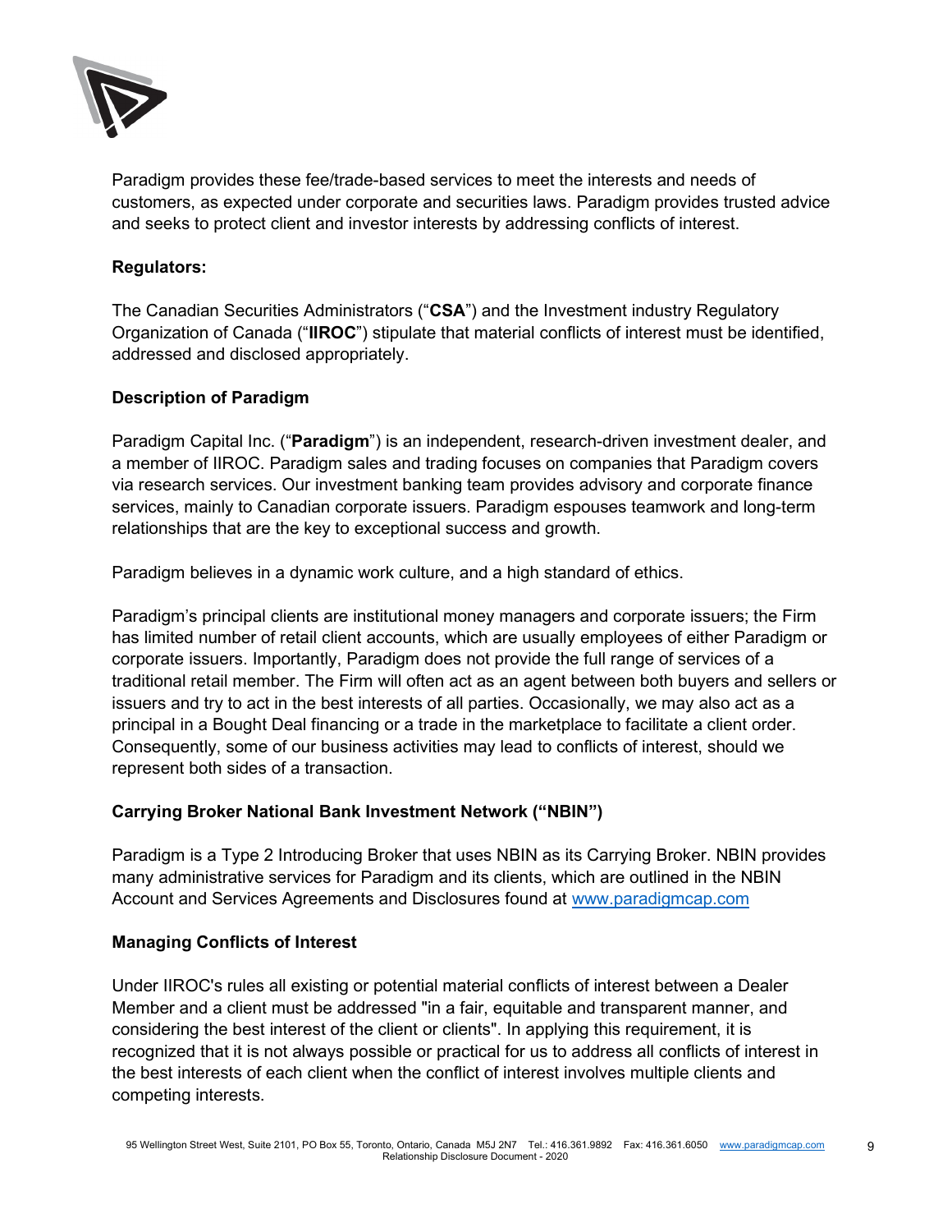Paradigm provides these fee/trade-based services to meet the interests and needs of customers, as expected under corporate and securities laws. Paradigm provides trusted advice and seeks to protect client and investor interests by addressing conflicts of interest.

### Regulators:

The Canadian Securities Administrators ("**CSA**") and the Investment industry Regulatory Organization of Canada ("**IIROC**") stipulate that material conflicts of interest must be identified, addressed and disclosed appropriately.

### Description of Paradigm

Paradigm Capital Inc. ("**Paradigm**") is an independent, research-driven investment dealer, and a member of IIROC. Paradigm sales and trading focuses on companies that Paradigm covers via research services. Our investment banking team provides advisory and corporate finance services, mainly to Canadian corporate issuers. Paradigm espouses teamwork and long-term relationships that are the key to exceptional success and growth.

Paradigm believes in a dynamic work culture, and a high standard of ethics.

Paradigm's principal clients are institutional money managers and corporate issuers; the Firm has limited number of retail client accounts, which are usually employees of either Paradigm or corporate issuers. Importantly, Paradigm does not provide the full range of services of a traditional retail member. The Firm will often act as an agent between both buyers and sellers or issuers and try to act in the best interests of all parties. Occasionally, we may also act as a principal in a Bought Deal financing or a trade in the marketplace to facilitate a client order. Consequently, some of our business activities may lead to conflicts of interest, should we represent both sides of a transaction.

### Carrying Broker National Bank Investment Network ("NBIN")

Paradigm is a Type 2 Introducing Broker that uses NBIN as its Carrying Broker. NBIN provides many administrative services for Paradigm and its clients, which are outlined in the NBIN Account and Services Agreements and Disclosures found at www.paradigmcap.com

### Managing Conflicts of Interest

Under IIROC's rules all existing or potential material conflicts of interest between a Dealer Member and a client must be addressed "in a fair, equitable and transparent manner, and considering the best interest of the client or clients". In applying this requirement, it is recognized that it is not always possible or practical for us to address all conflicts of interest in the best interests of each client when the conflict of interest involves multiple clients and competing interests.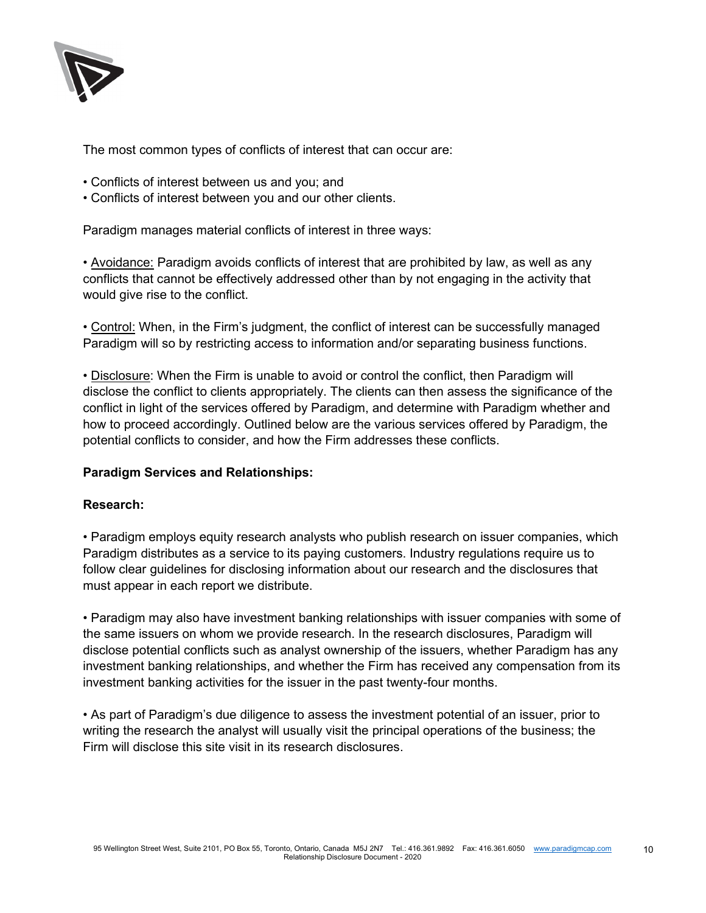The most common types of conflicts of interest that can occur are:

- Conflicts of interest between us and you; and
- Conflicts of interest between you and our other clients.

Paradigm manages material conflicts of interest in three ways:

- Avoidance: Paradigm avoids conflicts of interest that are prohibited by law, as well as any conflicts that cannot be effectively addressed other than by not engaging in the activity that would give rise to the conflict.

- Control: When, in the Firm's judgment, the conflict of interest can be successfully managed Paradigm will so by restricting access to information and/or separating business functions.

- Disclosure: When the Firm is unable to avoid or control the conflict, then Paradigm will disclose the conflict to clients appropriately. The clients can then assess the significance of the conflict in light of the services offered by Paradigm, and determine with Paradigm whether and how to proceed accordingly. Outlined below are the various services offered by Paradigm, the potential conflicts to consider, and how the Firm addresses these conflicts.

**Paradigm Services and Relationships:**

**Research:**

- Paradigm employs equity research analysts who publish research on issuer companies, which Paradigm distributes as a service to its paying customers. Industry regulations require us to follow clear guidelines for disclosing information about our research and the disclosures that must appear in each report we distribute.

- Paradigm may also have investment banking relationships with issuer companies with some of the same issuers on whom we provide research. In the research disclosures, Paradigm will disclose potential conflicts such as analyst ownership of the issuers, whether Paradigm has any investment banking relationships, and whether the Firm has received any compensation from its investment banking activities for the issuer in the past twenty-four months.

- As part of Paradigm's due diligence to assess the investment potential of an issuer, prior to writing the research the analyst will usually visit the principal operations of the business; the Firm will disclose this site visit in its research disclosures.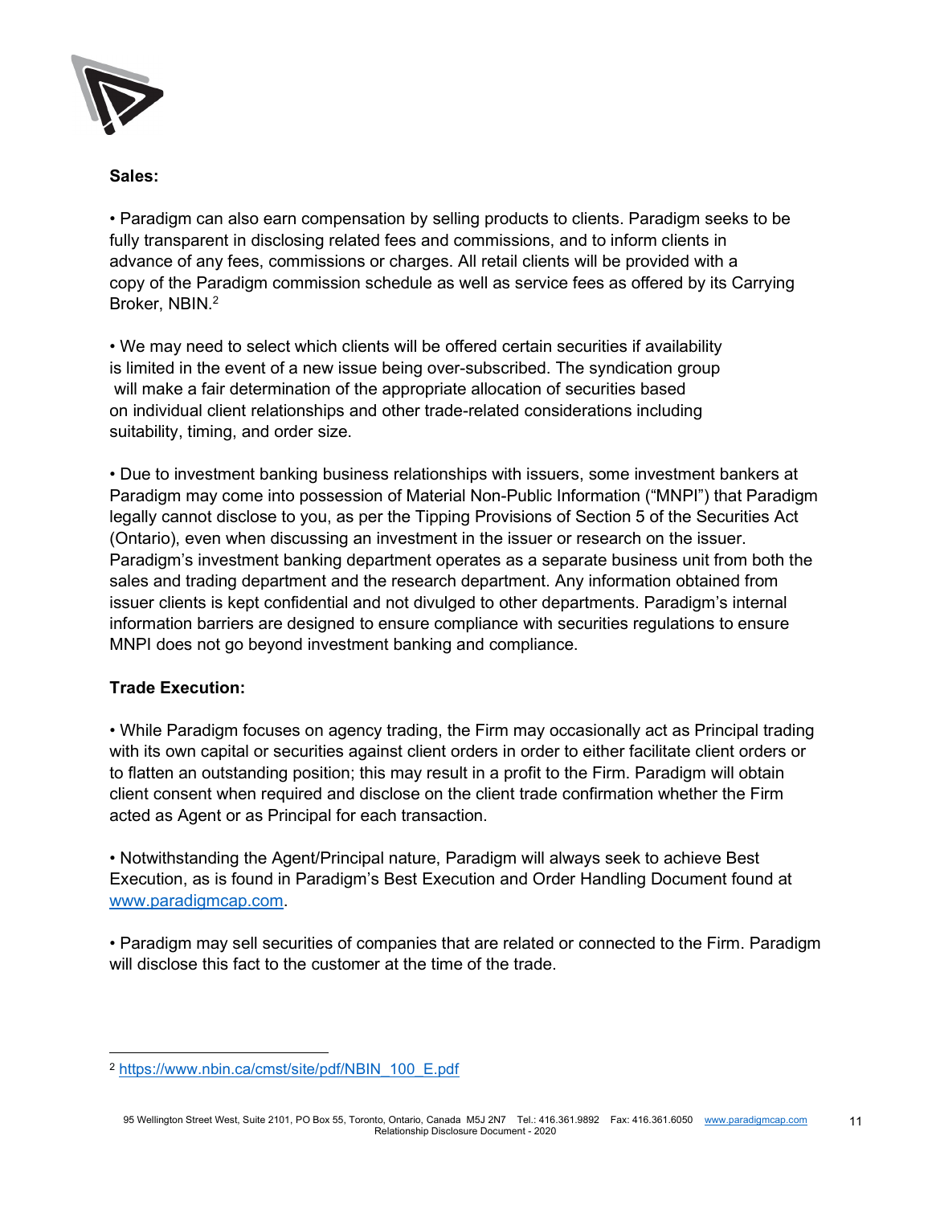**Sales:**

• Paradigm can also earn compensation by selling products to clients. Paradigm seeks to be fully transparent in disclosing related fees and commissions, and to inform clients in advance of any fees, commissions or charges. All retail clients will be provided with a copy of the Paradigm commission schedule as well as service fees as offered by its Carrying Broker, NBIN.[2]

• We may need to select which clients will be offered certain securities if availability is limited in the event of a new issue being over-subscribed. The syndication group will make a fair determination of the appropriate allocation of securities based on individual client relationships and other trade-related considerations including suitability, timing, and order size.

• Due to investment banking business relationships with issuers, some investment bankers at Paradigm may come into possession of Material Non-Public Information ("MNPI") that Paradigm legally cannot disclose to you, as per the Tipping Provisions of Section 5 of the Securities Act (Ontario), even when discussing an investment in the issuer or research on the issuer. Paradigm's investment banking department operates as a separate business unit from both the sales and trading department and the research department. Any information obtained from issuer clients is kept confidential and not divulged to other departments. Paradigm's internal information barriers are designed to ensure compliance with securities regulations to ensure MNPI does not go beyond investment banking and compliance.

**Trade Execution:**

• While Paradigm focuses on agency trading, the Firm may occasionally act as Principal trading with its own capital or securities against client orders in order to either facilitate client orders or to flatten an outstanding position; this may result in a profit to the Firm. Paradigm will obtain client consent when required and disclose on the client trade confirmation whether the Firm acted as Agent or as Principal for each transaction.

• Notwithstanding the Agent/Principal nature, Paradigm will always seek to achieve Best Execution, as is found in Paradigm's Best Execution and Order Handling Document found at [www.paradigmcap.com](www.paradigmcap.com).

• Paradigm may sell securities of companies that are related or connected to the Firm. Paradigm will disclose this fact to the customer at the time of the trade.

---

[2] https://www.nbin.ca/cmst/site/pdf/NBIN_100_E.pdf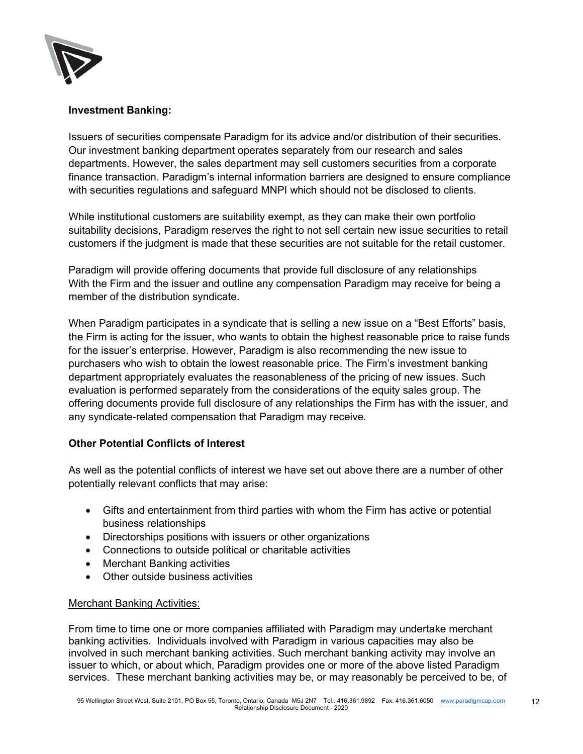**Investment Banking:**

Issuers of securities compensate Paradigm for its advice and/or distribution of their securities. Our investment banking department operates separately from our research and sales departments. However, the sales department may sell customers securities from a corporate finance transaction. Paradigm's internal information barriers are designed to ensure compliance with securities regulations and safeguard MNPI which should not be disclosed to clients.

While institutional customers are suitability exempt, as they can make their own portfolio suitability decisions, Paradigm reserves the right to not sell certain new issue securities to retail customers if the judgment is made that these securities are not suitable for the retail customer.

Paradigm will provide offering documents that provide full disclosure of any relationships With the Firm and the issuer and outline any compensation Paradigm may receive for being a member of the distribution syndicate.

When Paradigm participates in a syndicate that is selling a new issue on a "Best Efforts" basis, the Firm is acting for the issuer, who wants to obtain the highest reasonable price to raise funds for the issuer's enterprise. However, Paradigm is also recommending the new issue to purchasers who wish to obtain the lowest reasonable price. The Firm's investment banking department appropriately evaluates the reasonableness of the pricing of new issues. Such evaluation is performed separately from the considerations of the equity sales group. The offering documents provide full disclosure of any relationships the Firm has with the issuer, and any syndicate-related compensation that Paradigm may receive.

**Other Potential Conflicts of Interest**

As well as the potential conflicts of interest we have set out above there are a number of other potentially relevant conflicts that may arise:

- Gifts and entertainment from third parties with whom the Firm has active or potential business relationships
- Directorships positions with issuers or other organizations
- Connections to outside political or charitable activities
- Merchant Banking activities
- Other outside business activities

<u>Merchant Banking Activities:</u>

From time to time one or more companies affiliated with Paradigm may undertake merchant banking activities. Individuals involved with Paradigm in various capacities may also be involved in such merchant banking activities. Such merchant banking activity may involve an issuer to which, or about which, Paradigm provides one or more of the above listed Paradigm services. These merchant banking activities may be, or may reasonably be perceived to be, of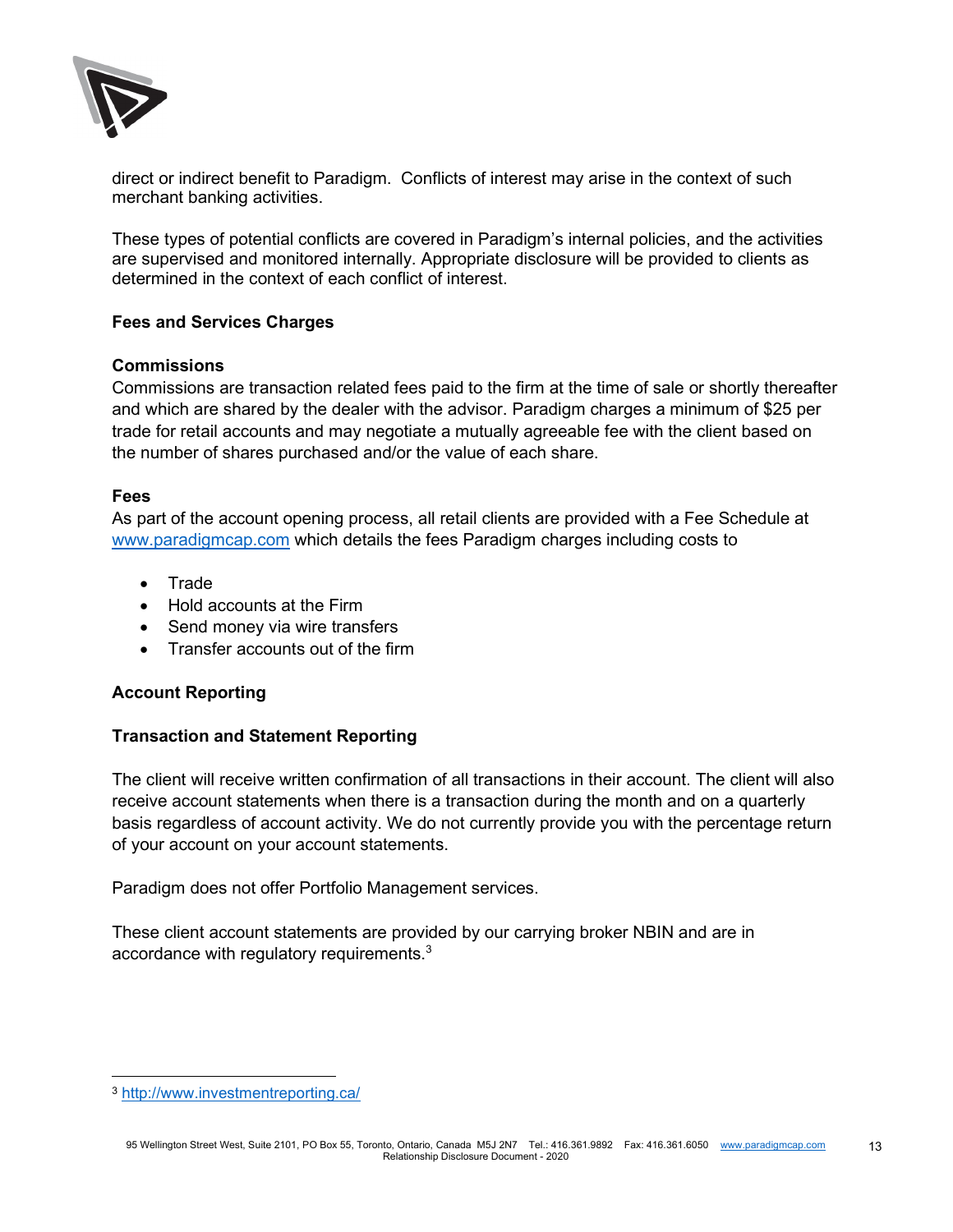direct or indirect benefit to Paradigm. Conflicts of interest may arise in the context of such merchant banking activities.

These types of potential conflicts are covered in Paradigm's internal policies, and the activities are supervised and monitored internally. Appropriate disclosure will be provided to clients as determined in the context of each conflict of interest.

## Fees and Services Charges

### Commissions

Commissions are transaction related fees paid to the firm at the time of sale or shortly thereafter and which are shared by the dealer with the advisor. Paradigm charges a minimum of $25 per trade for retail accounts and may negotiate a mutually agreeable fee with the client based on the number of shares purchased and/or the value of each share.

### Fees

As part of the account opening process, all retail clients are provided with a Fee Schedule at [www.paradigmcap.com](http://www.paradigmcap.com) which details the fees Paradigm charges including costs to

- Trade
- Hold accounts at the Firm
- Send money via wire transfers
- Transfer accounts out of the firm

## Account Reporting

### Transaction and Statement Reporting

The client will receive written confirmation of all transactions in their account. The client will also receive account statements when there is a transaction during the month and on a quarterly basis regardless of account activity. We do not currently provide you with the percentage return of your account on your account statements.

Paradigm does not offer Portfolio Management services.

These client account statements are provided by our carrying broker NBIN and are in accordance with regulatory requirements.[3]

---

[3] http://www.investmentreporting.ca/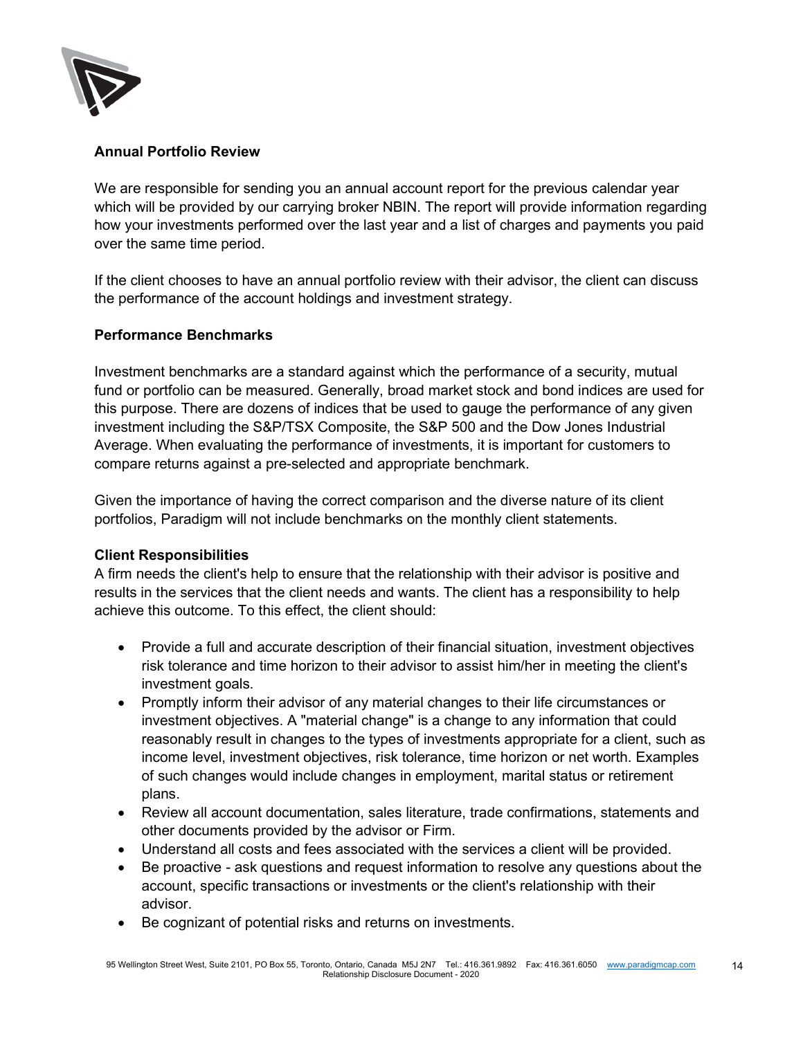**Annual Portfolio Review**

We are responsible for sending you an annual account report for the previous calendar year which will be provided by our carrying broker NBIN. The report will provide information regarding how your investments performed over the last year and a list of charges and payments you paid over the same time period.

If the client chooses to have an annual portfolio review with their advisor, the client can discuss the performance of the account holdings and investment strategy.

**Performance Benchmarks**

Investment benchmarks are a standard against which the performance of a security, mutual fund or portfolio can be measured. Generally, broad market stock and bond indices are used for this purpose. There are dozens of indices that be used to gauge the performance of any given investment including the S&P/TSX Composite, the S&P 500 and the Dow Jones Industrial Average. When evaluating the performance of investments, it is important for customers to compare returns against a pre-selected and appropriate benchmark.

Given the importance of having the correct comparison and the diverse nature of its client portfolios, Paradigm will not include benchmarks on the monthly client statements.

**Client Responsibilities**

A firm needs the client's help to ensure that the relationship with their advisor is positive and results in the services that the client needs and wants. The client has a responsibility to help achieve this outcome. To this effect, the client should:

- Provide a full and accurate description of their financial situation, investment objectives risk tolerance and time horizon to their advisor to assist him/her in meeting the client's investment goals.
- Promptly inform their advisor of any material changes to their life circumstances or investment objectives. A "material change" is a change to any information that could reasonably result in changes to the types of investments appropriate for a client, such as income level, investment objectives, risk tolerance, time horizon or net worth. Examples of such changes would include changes in employment, marital status or retirement plans.
- Review all account documentation, sales literature, trade confirmations, statements and other documents provided by the advisor or Firm.
- Understand all costs and fees associated with the services a client will be provided.
- Be proactive - ask questions and request information to resolve any questions about the account, specific transactions or investments or the client's relationship with their advisor.
- Be cognizant of potential risks and returns on investments.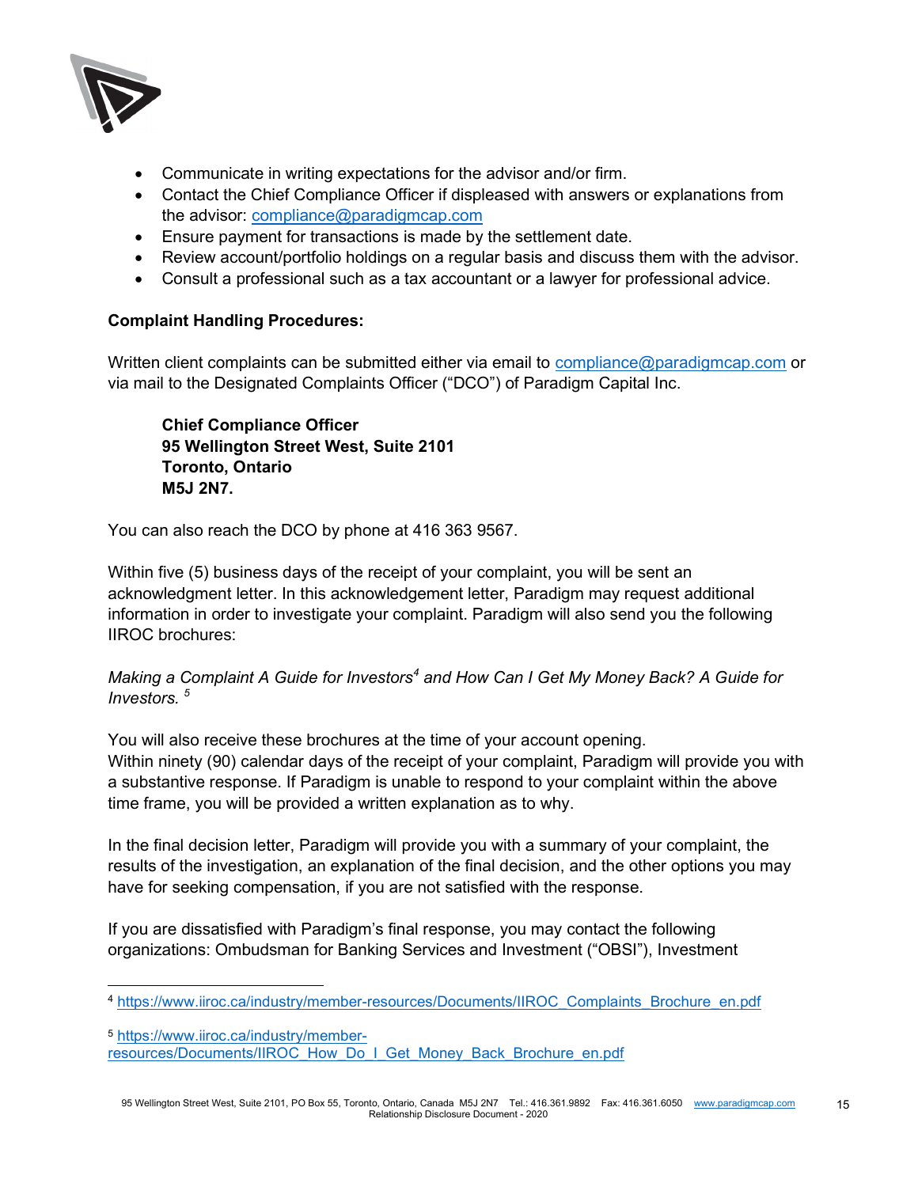- Communicate in writing expectations for the advisor and/or firm.
- Contact the Chief Compliance Officer if displeased with answers or explanations from the advisor: compliance@paradigmcap.com
- Ensure payment for transactions is made by the settlement date.
- Review account/portfolio holdings on a regular basis and discuss them with the advisor.
- Consult a professional such as a tax accountant or a lawyer for professional advice.

**Complaint Handling Procedures:**

Written client complaints can be submitted either via email to compliance@paradigmcap.com or via mail to the Designated Complaints Officer ("DCO") of Paradigm Capital Inc.

> **Chief Compliance Officer**
> **95 Wellington Street West, Suite 2101**
> **Toronto, Ontario**
> **M5J 2N7.**

You can also reach the DCO by phone at 416 363 9567.

Within five (5) business days of the receipt of your complaint, you will be sent an acknowledgment letter. In this acknowledgement letter, Paradigm may request additional information in order to investigate your complaint. Paradigm will also send you the following IIROC brochures:

*Making a Complaint A Guide for Investors*[4] *and How Can I Get My Money Back? A Guide for Investors.* [5]

You will also receive these brochures at the time of your account opening.
Within ninety (90) calendar days of the receipt of your complaint, Paradigm will provide you with a substantive response. If Paradigm is unable to respond to your complaint within the above time frame, you will be provided a written explanation as to why.

In the final decision letter, Paradigm will provide you with a summary of your complaint, the results of the investigation, an explanation of the final decision, and the other options you may have for seeking compensation, if you are not satisfied with the response.

If you are dissatisfied with Paradigm's final response, you may contact the following organizations: Ombudsman for Banking Services and Investment ("OBSI"), Investment

---

[4] https://www.iiroc.ca/industry/member-resources/Documents/IIROC_Complaints_Brochure_en.pdf

[5] https://www.iiroc.ca/industry/member-resources/Documents/IIROC_How_Do_I_Get_Money_Back_Brochure_en.pdf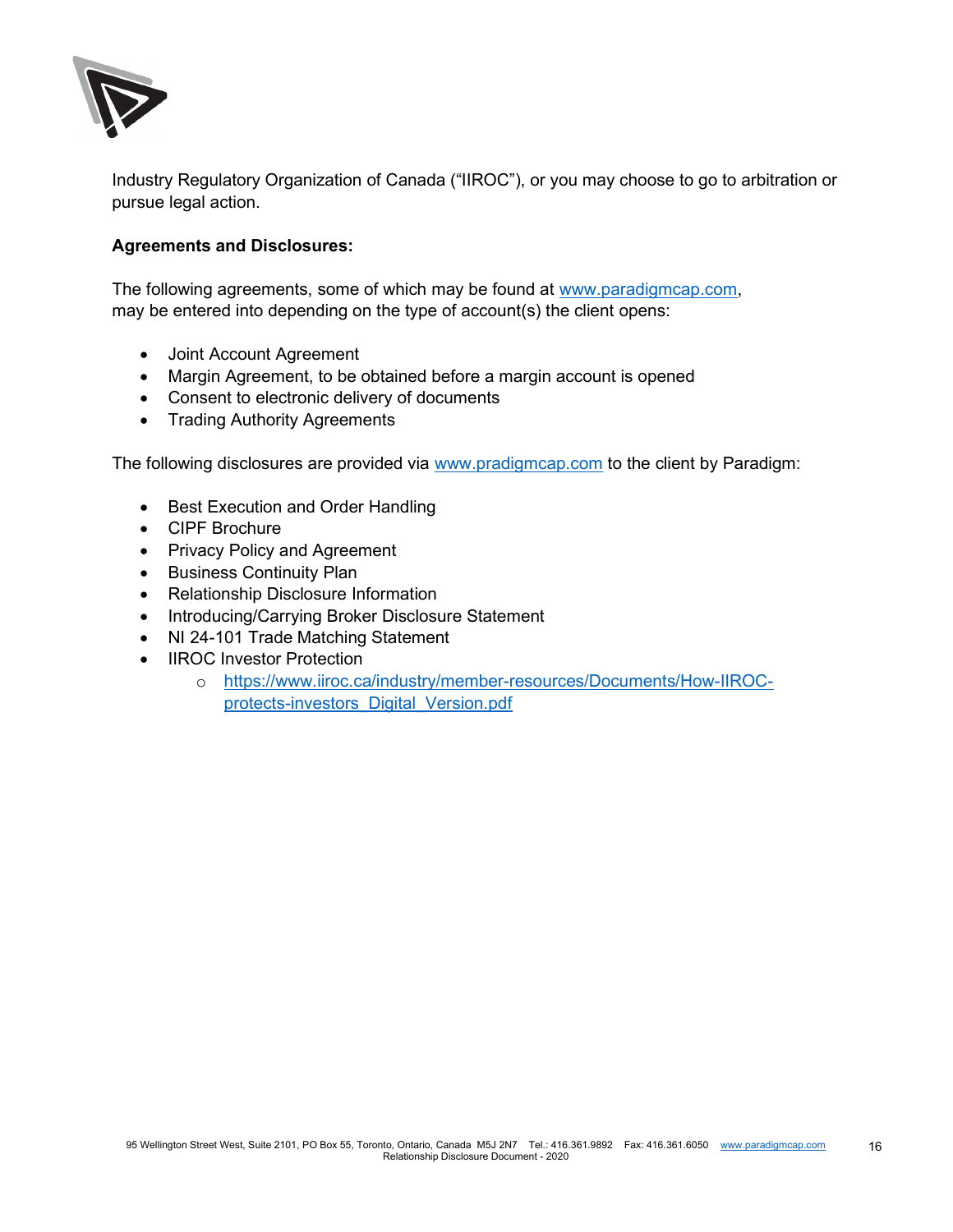Industry Regulatory Organization of Canada ("IIROC"), or you may choose to go to arbitration or pursue legal action.

**Agreements and Disclosures:**

The following agreements, some of which may be found at www.paradigmcap.com, may be entered into depending on the type of account(s) the client opens:

- Joint Account Agreement
- Margin Agreement, to be obtained before a margin account is opened
- Consent to electronic delivery of documents
- Trading Authority Agreements

The following disclosures are provided via www.pradigmcap.com to the client by Paradigm:

- Best Execution and Order Handling
- CIPF Brochure
- Privacy Policy and Agreement
- Business Continuity Plan
- Relationship Disclosure Information
- Introducing/Carrying Broker Disclosure Statement
- NI 24-101 Trade Matching Statement
- IIROC Investor Protection
    - https://www.iiroc.ca/industry/member-resources/Documents/How-IIROC-protects-investors_Digital_Version.pdf